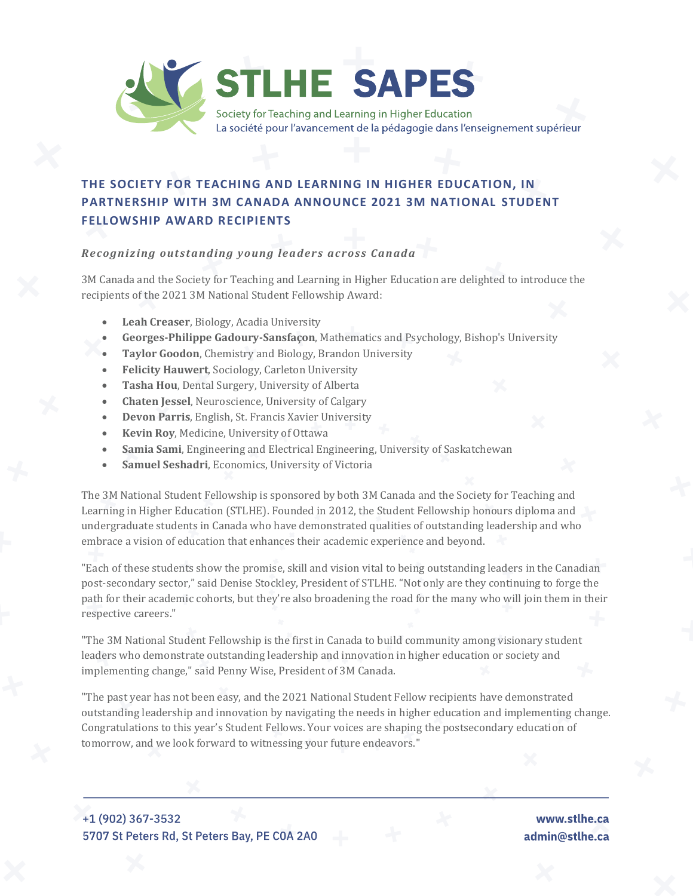STLHE SAPES

Society for Teaching and Learning in Higher Education

La société pour l'avancement de la pédagogie dans l'enseignement supérieur

## THE SOCIETY FOR TEACHING AND LEARNING IN HIGHER EDUCATION, IN PARTNERSHIP WITH 3M CANADA ANNOUNCE 2021 3M NATIONAL STUDENT FELLOWSHIP AWARD RECIPIENTS

***Recognizing outstanding young leaders across Canada***

3M Canada and the Society for Teaching and Learning in Higher Education are delighted to introduce the recipients of the 2021 3M National Student Fellowship Award:

- **Leah Creaser**, Biology, Acadia University
- **Georges-Philippe Gadoury-Sansfaçon**, Mathematics and Psychology, Bishop's University
- **Taylor Goodon**, Chemistry and Biology, Brandon University
- **Felicity Hauwert**, Sociology, Carleton University
- **Tasha Hou**, Dental Surgery, University of Alberta
- **Chaten Jessel**, Neuroscience, University of Calgary
- **Devon Parris**, English, St. Francis Xavier University
- **Kevin Roy**, Medicine, University of Ottawa
- **Samia Sami**, Engineering and Electrical Engineering, University of Saskatchewan
- **Samuel Seshadri**, Economics, University of Victoria

The 3M National Student Fellowship is sponsored by both 3M Canada and the Society for Teaching and Learning in Higher Education (STLHE). Founded in 2012, the Student Fellowship honours diploma and undergraduate students in Canada who have demonstrated qualities of outstanding leadership and who embrace a vision of education that enhances their academic experience and beyond.

"Each of these students show the promise, skill and vision vital to being outstanding leaders in the Canadian post-secondary sector," said Denise Stockley, President of STLHE. "Not only are they continuing to forge the path for their academic cohorts, but they're also broadening the road for the many who will join them in their respective careers."

"The 3M National Student Fellowship is the first in Canada to build community among visionary student leaders who demonstrate outstanding leadership and innovation in higher education or society and implementing change," said Penny Wise, President of 3M Canada.

"The past year has not been easy, and the 2021 National Student Fellow recipients have demonstrated outstanding leadership and innovation by navigating the needs in higher education and implementing change. Congratulations to this year's Student Fellows. Your voices are shaping the postsecondary education of tomorrow, and we look forward to witnessing your future endeavors."

+1 (902) 367-3532
5707 St Peters Rd, St Peters Bay, PE C0A 2A0

www.stlhe.ca
admin@stlhe.ca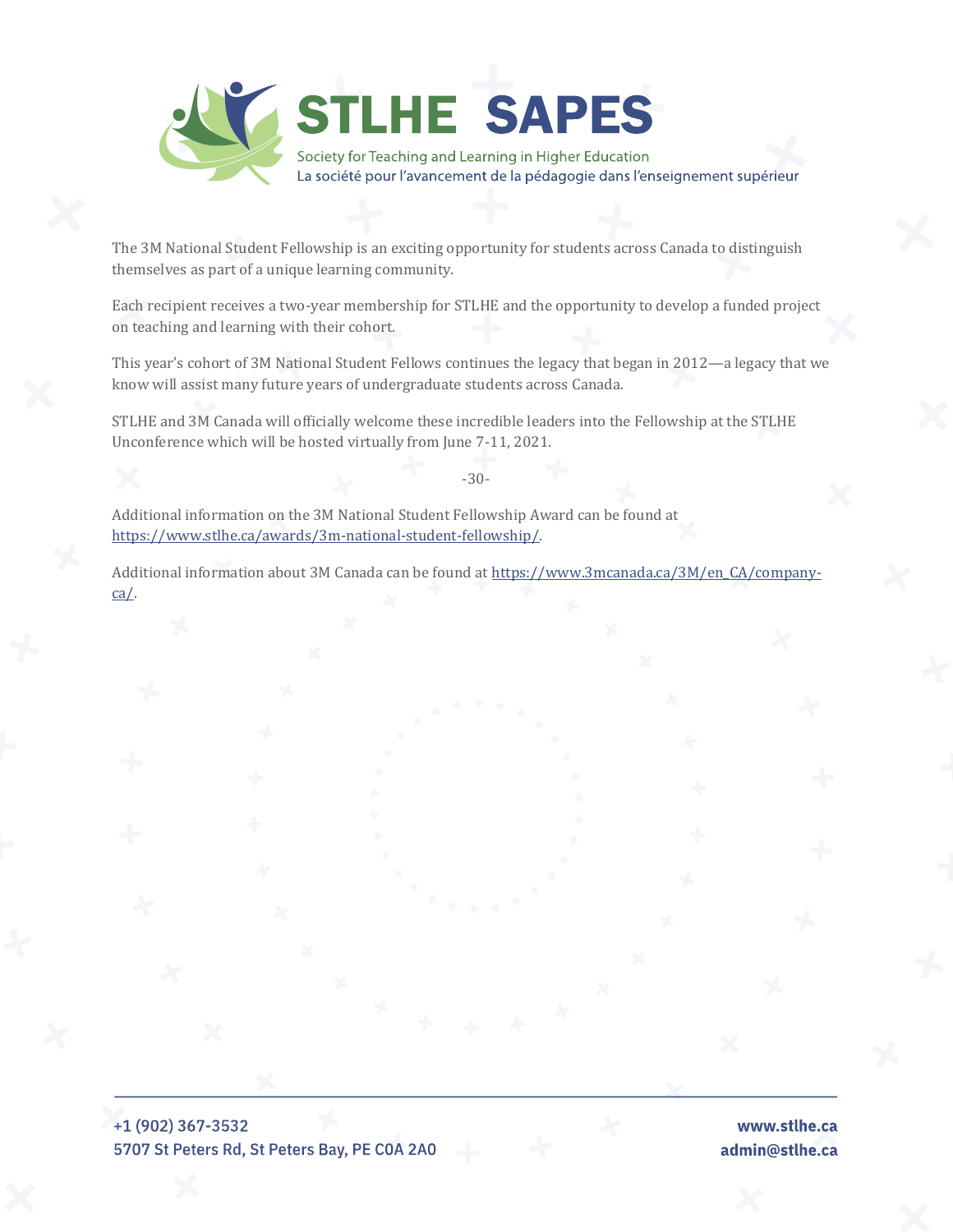STLHE SAPES

Society for Teaching and Learning in Higher Education
La société pour l'avancement de la pédagogie dans l'enseignement supérieur

The 3M National Student Fellowship is an exciting opportunity for students across Canada to distinguish themselves as part of a unique learning community.

Each recipient receives a two-year membership for STLHE and the opportunity to develop a funded project on teaching and learning with their cohort.

This year's cohort of 3M National Student Fellows continues the legacy that began in 2012—a legacy that we know will assist many future years of undergraduate students across Canada.

STLHE and 3M Canada will officially welcome these incredible leaders into the Fellowship at the STLHE Unconference which will be hosted virtually from June 7-11, 2021.

-30-

Additional information on the 3M National Student Fellowship Award can be found at https://www.stlhe.ca/awards/3m-national-student-fellowship/.

Additional information about 3M Canada can be found at https://www.3mcanada.ca/3M/en_CA/company-ca/.

+1 (902) 367-3532
5707 St Peters Rd, St Peters Bay, PE C0A 2A0

www.stlhe.ca
admin@stlhe.ca